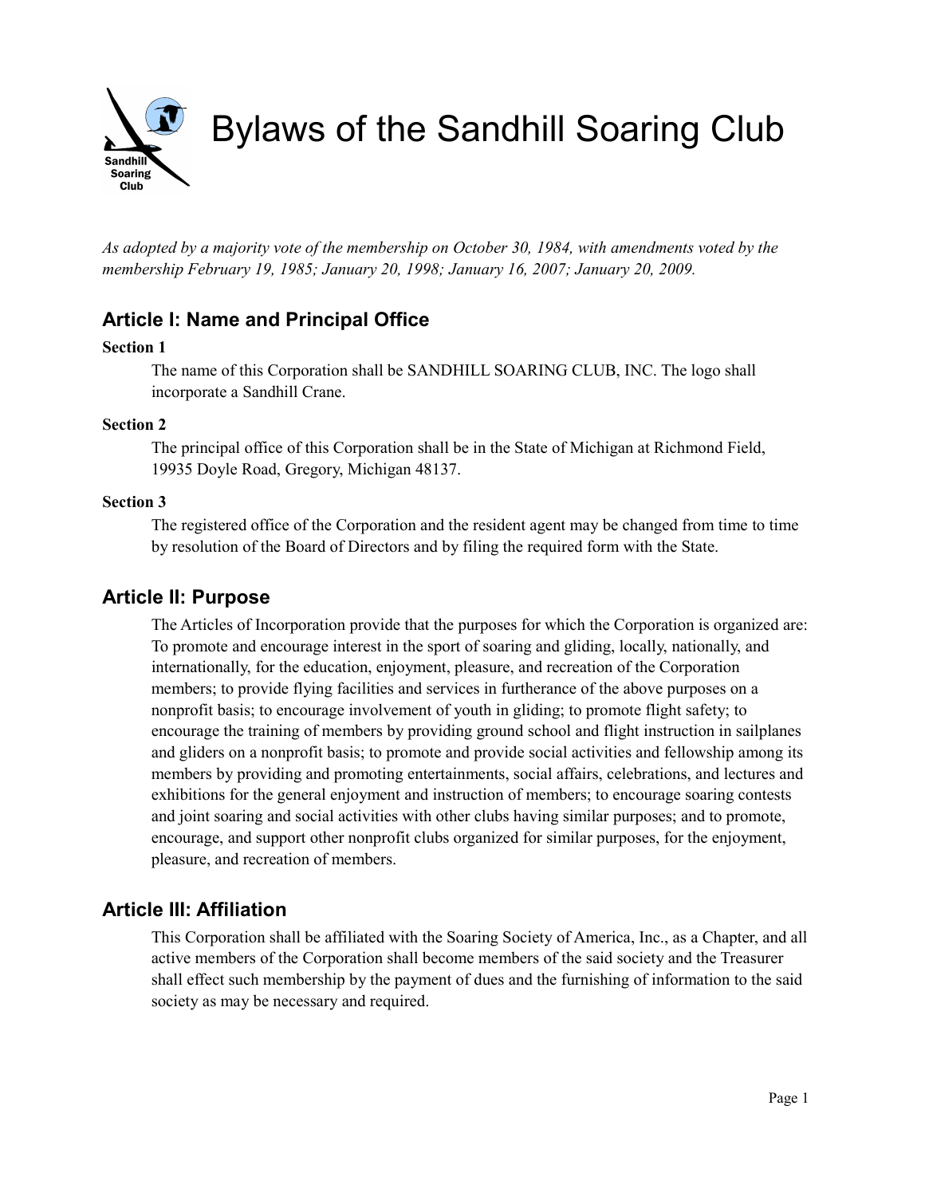# Bylaws of the Sandhill Soaring Club

*As adopted by a majority vote of the membership on October 30, 1984, with amendments voted by the membership February 19, 1985; January 20, 1998; January 16, 2007; January 20, 2009.*

## Article I: Name and Principal Office

**Section 1**

The name of this Corporation shall be SANDHILL SOARING CLUB, INC. The logo shall incorporate a Sandhill Crane.

**Section 2**

The principal office of this Corporation shall be in the State of Michigan at Richmond Field, 19935 Doyle Road, Gregory, Michigan 48137.

**Section 3**

The registered office of the Corporation and the resident agent may be changed from time to time by resolution of the Board of Directors and by filing the required form with the State.

## Article II: Purpose

The Articles of Incorporation provide that the purposes for which the Corporation is organized are: To promote and encourage interest in the sport of soaring and gliding, locally, nationally, and internationally, for the education, enjoyment, pleasure, and recreation of the Corporation members; to provide flying facilities and services in furtherance of the above purposes on a nonprofit basis; to encourage involvement of youth in gliding; to promote flight safety; to encourage the training of members by providing ground school and flight instruction in sailplanes and gliders on a nonprofit basis; to promote and provide social activities and fellowship among its members by providing and promoting entertainments, social affairs, celebrations, and lectures and exhibitions for the general enjoyment and instruction of members; to encourage soaring contests and joint soaring and social activities with other clubs having similar purposes; and to promote, encourage, and support other nonprofit clubs organized for similar purposes, for the enjoyment, pleasure, and recreation of members.

## Article III: Affiliation

This Corporation shall be affiliated with the Soaring Society of America, Inc., as a Chapter, and all active members of the Corporation shall become members of the said society and the Treasurer shall effect such membership by the payment of dues and the furnishing of information to the said society as may be necessary and required.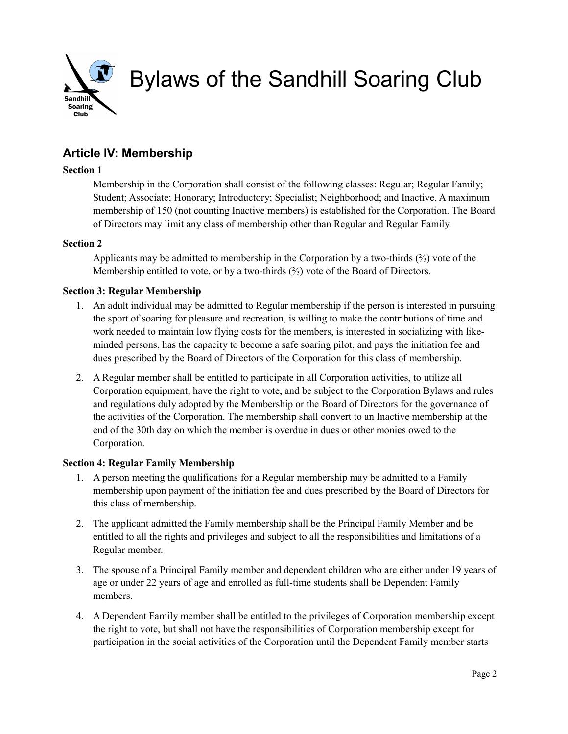# Bylaws of the Sandhill Soaring Club

## Article IV: Membership

**Section 1**

Membership in the Corporation shall consist of the following classes: Regular; Regular Family; Student; Associate; Honorary; Introductory; Specialist; Neighborhood; and Inactive. A maximum membership of 150 (not counting Inactive members) is established for the Corporation. The Board of Directors may limit any class of membership other than Regular and Regular Family.

**Section 2**

Applicants may be admitted to membership in the Corporation by a two-thirds (⅔) vote of the Membership entitled to vote, or by a two-thirds (⅔) vote of the Board of Directors.

**Section 3: Regular Membership**

1. An adult individual may be admitted to Regular membership if the person is interested in pursuing the sport of soaring for pleasure and recreation, is willing to make the contributions of time and work needed to maintain low flying costs for the members, is interested in socializing with like-minded persons, has the capacity to become a safe soaring pilot, and pays the initiation fee and dues prescribed by the Board of Directors of the Corporation for this class of membership.
2. A Regular member shall be entitled to participate in all Corporation activities, to utilize all Corporation equipment, have the right to vote, and be subject to the Corporation Bylaws and rules and regulations duly adopted by the Membership or the Board of Directors for the governance of the activities of the Corporation. The membership shall convert to an Inactive membership at the end of the 30th day on which the member is overdue in dues or other monies owed to the Corporation.

**Section 4: Regular Family Membership**

1. A person meeting the qualifications for a Regular membership may be admitted to a Family membership upon payment of the initiation fee and dues prescribed by the Board of Directors for this class of membership.
2. The applicant admitted the Family membership shall be the Principal Family Member and be entitled to all the rights and privileges and subject to all the responsibilities and limitations of a Regular member.
3. The spouse of a Principal Family member and dependent children who are either under 19 years of age or under 22 years of age and enrolled as full-time students shall be Dependent Family members.
4. A Dependent Family member shall be entitled to the privileges of Corporation membership except the right to vote, but shall not have the responsibilities of Corporation membership except for participation in the social activities of the Corporation until the Dependent Family member starts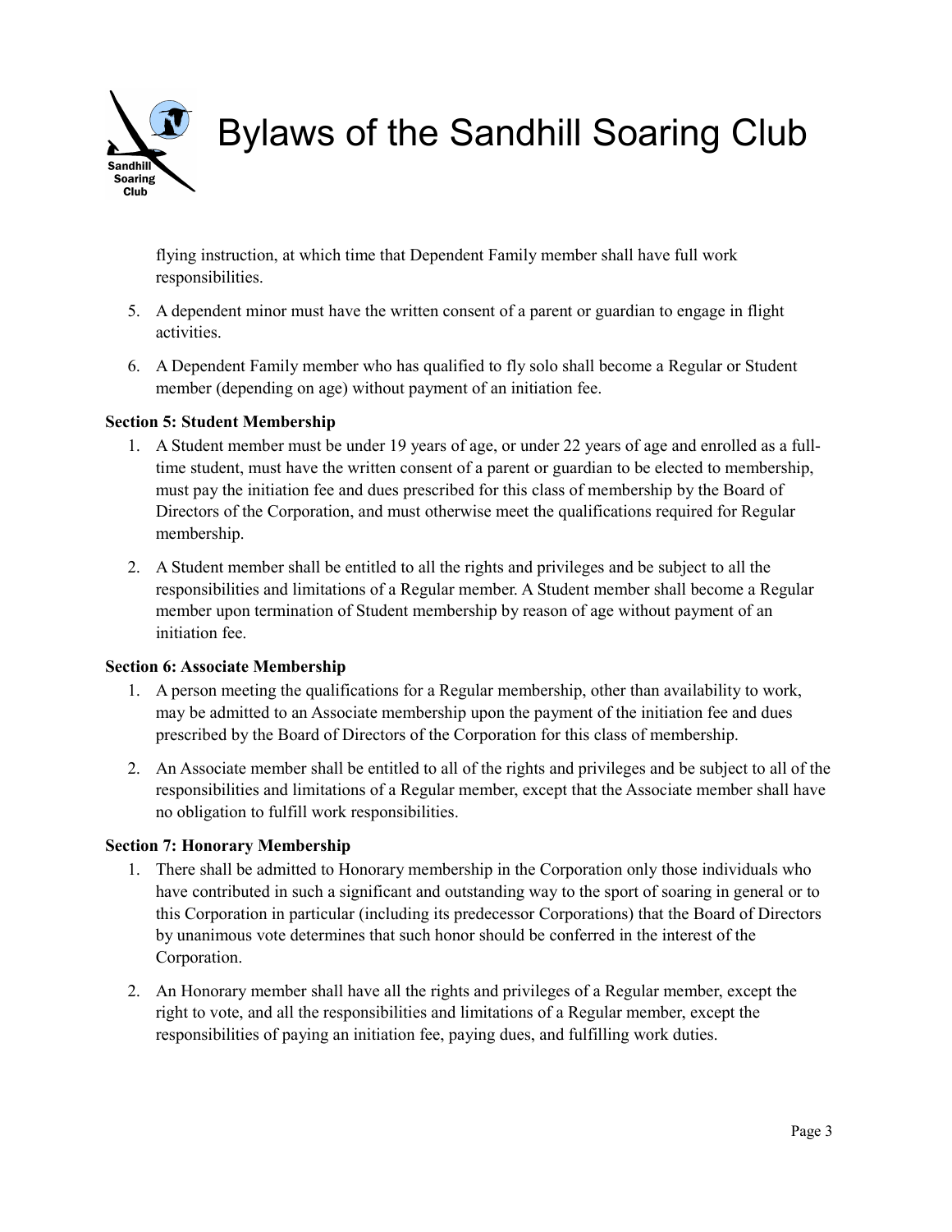flying instruction, at which time that Dependent Family member shall have full work responsibilities.

5. A dependent minor must have the written consent of a parent or guardian to engage in flight activities.
6. A Dependent Family member who has qualified to fly solo shall become a Regular or Student member (depending on age) without payment of an initiation fee.

**Section 5: Student Membership**

1. A Student member must be under 19 years of age, or under 22 years of age and enrolled as a full-time student, must have the written consent of a parent or guardian to be elected to membership, must pay the initiation fee and dues prescribed for this class of membership by the Board of Directors of the Corporation, and must otherwise meet the qualifications required for Regular membership.
2. A Student member shall be entitled to all the rights and privileges and be subject to all the responsibilities and limitations of a Regular member. A Student member shall become a Regular member upon termination of Student membership by reason of age without payment of an initiation fee.

**Section 6: Associate Membership**

1. A person meeting the qualifications for a Regular membership, other than availability to work, may be admitted to an Associate membership upon the payment of the initiation fee and dues prescribed by the Board of Directors of the Corporation for this class of membership.
2. An Associate member shall be entitled to all of the rights and privileges and be subject to all of the responsibilities and limitations of a Regular member, except that the Associate member shall have no obligation to fulfill work responsibilities.

**Section 7: Honorary Membership**

1. There shall be admitted to Honorary membership in the Corporation only those individuals who have contributed in such a significant and outstanding way to the sport of soaring in general or to this Corporation in particular (including its predecessor Corporations) that the Board of Directors by unanimous vote determines that such honor should be conferred in the interest of the Corporation.
2. An Honorary member shall have all the rights and privileges of a Regular member, except the right to vote, and all the responsibilities and limitations of a Regular member, except the responsibilities of paying an initiation fee, paying dues, and fulfilling work duties.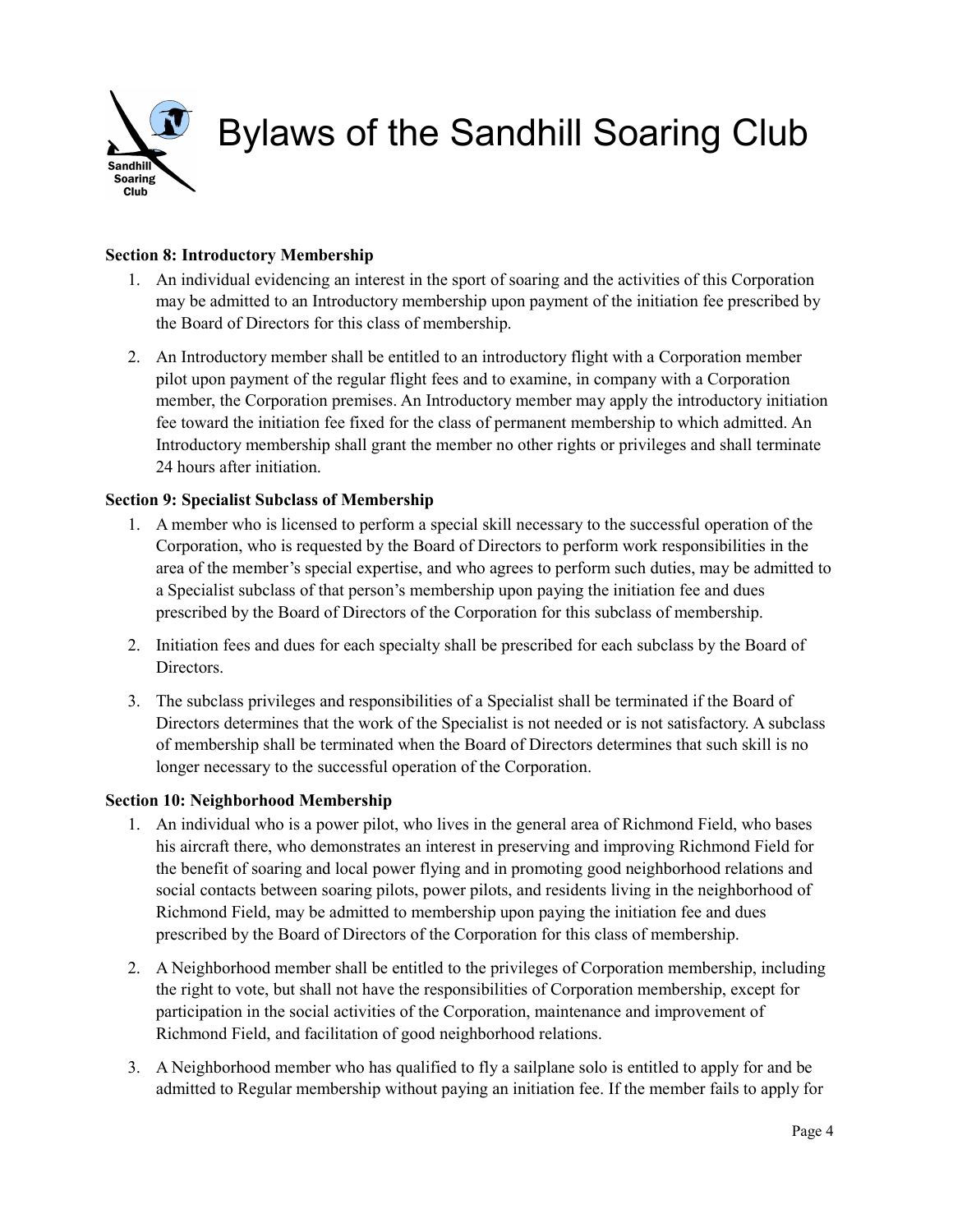### Section 8: Introductory Membership

1. An individual evidencing an interest in the sport of soaring and the activities of this Corporation may be admitted to an Introductory membership upon payment of the initiation fee prescribed by the Board of Directors for this class of membership.
2. An Introductory member shall be entitled to an introductory flight with a Corporation member pilot upon payment of the regular flight fees and to examine, in company with a Corporation member, the Corporation premises. An Introductory member may apply the introductory initiation fee toward the initiation fee fixed for the class of permanent membership to which admitted. An Introductory membership shall grant the member no other rights or privileges and shall terminate 24 hours after initiation.

### Section 9: Specialist Subclass of Membership

1. A member who is licensed to perform a special skill necessary to the successful operation of the Corporation, who is requested by the Board of Directors to perform work responsibilities in the area of the member's special expertise, and who agrees to perform such duties, may be admitted to a Specialist subclass of that person's membership upon paying the initiation fee and dues prescribed by the Board of Directors of the Corporation for this subclass of membership.
2. Initiation fees and dues for each specialty shall be prescribed for each subclass by the Board of Directors.
3. The subclass privileges and responsibilities of a Specialist shall be terminated if the Board of Directors determines that the work of the Specialist is not needed or is not satisfactory. A subclass of membership shall be terminated when the Board of Directors determines that such skill is no longer necessary to the successful operation of the Corporation.

### Section 10: Neighborhood Membership

1. An individual who is a power pilot, who lives in the general area of Richmond Field, who bases his aircraft there, who demonstrates an interest in preserving and improving Richmond Field for the benefit of soaring and local power flying and in promoting good neighborhood relations and social contacts between soaring pilots, power pilots, and residents living in the neighborhood of Richmond Field, may be admitted to membership upon paying the initiation fee and dues prescribed by the Board of Directors of the Corporation for this class of membership.
2. A Neighborhood member shall be entitled to the privileges of Corporation membership, including the right to vote, but shall not have the responsibilities of Corporation membership, except for participation in the social activities of the Corporation, maintenance and improvement of Richmond Field, and facilitation of good neighborhood relations.
3. A Neighborhood member who has qualified to fly a sailplane solo is entitled to apply for and be admitted to Regular membership without paying an initiation fee. If the member fails to apply for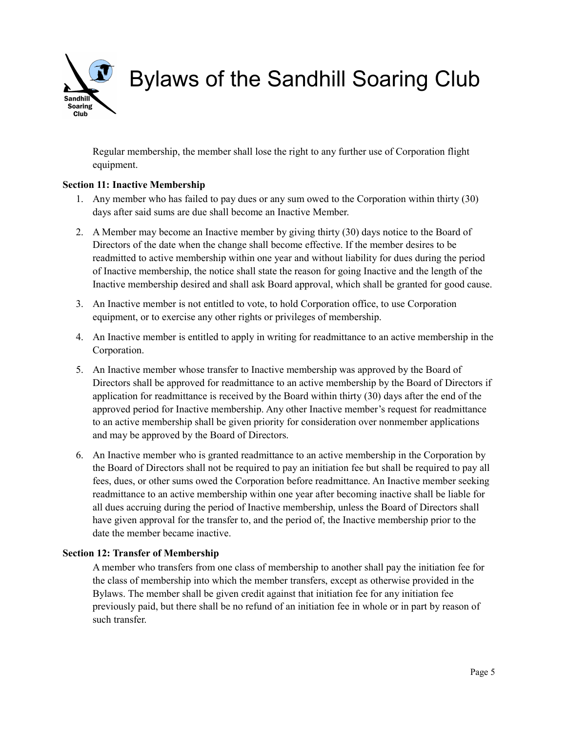Regular membership, the member shall lose the right to any further use of Corporation flight equipment.

**Section 11: Inactive Membership**

1. Any member who has failed to pay dues or any sum owed to the Corporation within thirty (30) days after said sums are due shall become an Inactive Member.
2. A Member may become an Inactive member by giving thirty (30) days notice to the Board of Directors of the date when the change shall become effective. If the member desires to be readmitted to active membership within one year and without liability for dues during the period of Inactive membership, the notice shall state the reason for going Inactive and the length of the Inactive membership desired and shall ask Board approval, which shall be granted for good cause.
3. An Inactive member is not entitled to vote, to hold Corporation office, to use Corporation equipment, or to exercise any other rights or privileges of membership.
4. An Inactive member is entitled to apply in writing for readmittance to an active membership in the Corporation.
5. An Inactive member whose transfer to Inactive membership was approved by the Board of Directors shall be approved for readmittance to an active membership by the Board of Directors if application for readmittance is received by the Board within thirty (30) days after the end of the approved period for Inactive membership. Any other Inactive member's request for readmittance to an active membership shall be given priority for consideration over nonmember applications and may be approved by the Board of Directors.
6. An Inactive member who is granted readmittance to an active membership in the Corporation by the Board of Directors shall not be required to pay an initiation fee but shall be required to pay all fees, dues, or other sums owed the Corporation before readmittance. An Inactive member seeking readmittance to an active membership within one year after becoming inactive shall be liable for all dues accruing during the period of Inactive membership, unless the Board of Directors shall have given approval for the transfer to, and the period of, the Inactive membership prior to the date the member became inactive.

**Section 12: Transfer of Membership**

A member who transfers from one class of membership to another shall pay the initiation fee for the class of membership into which the member transfers, except as otherwise provided in the Bylaws. The member shall be given credit against that initiation fee for any initiation fee previously paid, but there shall be no refund of an initiation fee in whole or in part by reason of such transfer.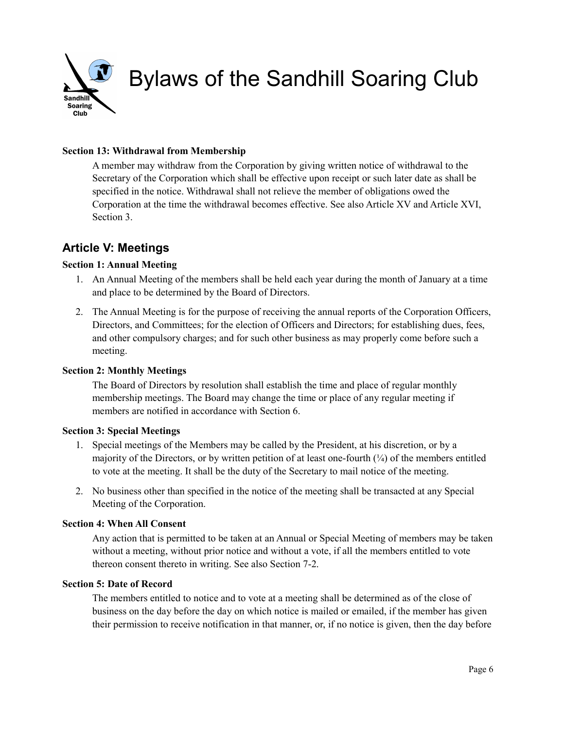#### Section 13: Withdrawal from Membership

A member may withdraw from the Corporation by giving written notice of withdrawal to the Secretary of the Corporation which shall be effective upon receipt or such later date as shall be specified in the notice. Withdrawal shall not relieve the member of obligations owed the Corporation at the time the withdrawal becomes effective. See also Article XV and Article XVI, Section 3.

## Article V: Meetings

#### Section 1: Annual Meeting

1. An Annual Meeting of the members shall be held each year during the month of January at a time and place to be determined by the Board of Directors.
2. The Annual Meeting is for the purpose of receiving the annual reports of the Corporation Officers, Directors, and Committees; for the election of Officers and Directors; for establishing dues, fees, and other compulsory charges; and for such other business as may properly come before such a meeting.

#### Section 2: Monthly Meetings

The Board of Directors by resolution shall establish the time and place of regular monthly membership meetings. The Board may change the time or place of any regular meeting if members are notified in accordance with Section 6.

#### Section 3: Special Meetings

1. Special meetings of the Members may be called by the President, at his discretion, or by a majority of the Directors, or by written petition of at least one-fourth (¼) of the members entitled to vote at the meeting. It shall be the duty of the Secretary to mail notice of the meeting.
2. No business other than specified in the notice of the meeting shall be transacted at any Special Meeting of the Corporation.

#### Section 4: When All Consent

Any action that is permitted to be taken at an Annual or Special Meeting of members may be taken without a meeting, without prior notice and without a vote, if all the members entitled to vote thereon consent thereto in writing. See also Section 7-2.

#### Section 5: Date of Record

The members entitled to notice and to vote at a meeting shall be determined as of the close of business on the day before the day on which notice is mailed or emailed, if the member has given their permission to receive notification in that manner, or, if no notice is given, then the day before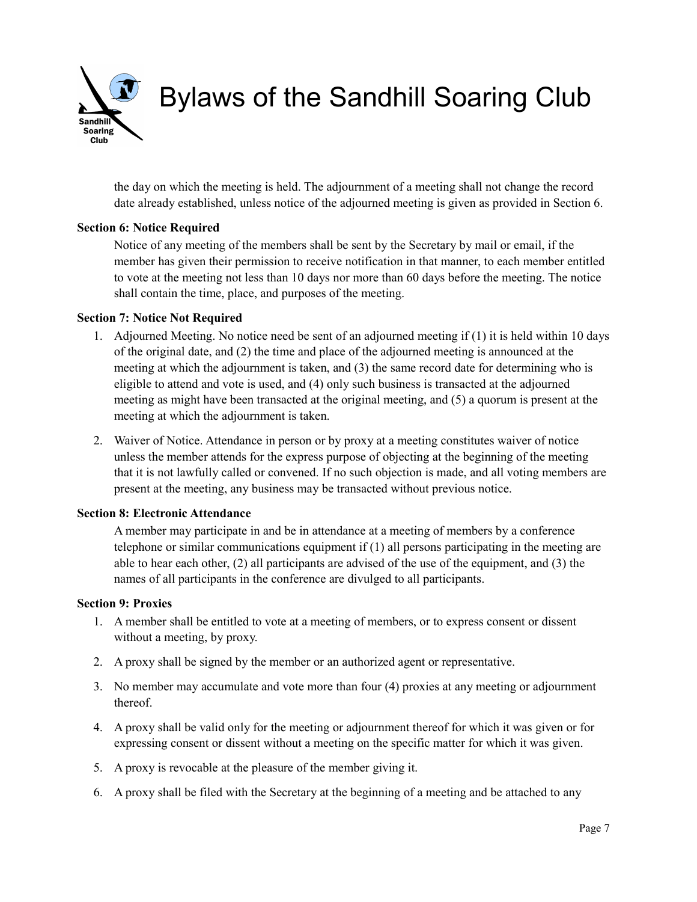the day on which the meeting is held. The adjournment of a meeting shall not change the record date already established, unless notice of the adjourned meeting is given as provided in Section 6.

**Section 6: Notice Required**

Notice of any meeting of the members shall be sent by the Secretary by mail or email, if the member has given their permission to receive notification in that manner, to each member entitled to vote at the meeting not less than 10 days nor more than 60 days before the meeting. The notice shall contain the time, place, and purposes of the meeting.

**Section 7: Notice Not Required**

1. Adjourned Meeting. No notice need be sent of an adjourned meeting if (1) it is held within 10 days of the original date, and (2) the time and place of the adjourned meeting is announced at the meeting at which the adjournment is taken, and (3) the same record date for determining who is eligible to attend and vote is used, and (4) only such business is transacted at the adjourned meeting as might have been transacted at the original meeting, and (5) a quorum is present at the meeting at which the adjournment is taken.
2. Waiver of Notice. Attendance in person or by proxy at a meeting constitutes waiver of notice unless the member attends for the express purpose of objecting at the beginning of the meeting that it is not lawfully called or convened. If no such objection is made, and all voting members are present at the meeting, any business may be transacted without previous notice.

**Section 8: Electronic Attendance**

A member may participate in and be in attendance at a meeting of members by a conference telephone or similar communications equipment if (1) all persons participating in the meeting are able to hear each other, (2) all participants are advised of the use of the equipment, and (3) the names of all participants in the conference are divulged to all participants.

**Section 9: Proxies**

1. A member shall be entitled to vote at a meeting of members, or to express consent or dissent without a meeting, by proxy.
2. A proxy shall be signed by the member or an authorized agent or representative.
3. No member may accumulate and vote more than four (4) proxies at any meeting or adjournment thereof.
4. A proxy shall be valid only for the meeting or adjournment thereof for which it was given or for expressing consent or dissent without a meeting on the specific matter for which it was given.
5. A proxy is revocable at the pleasure of the member giving it.
6. A proxy shall be filed with the Secretary at the beginning of a meeting and be attached to any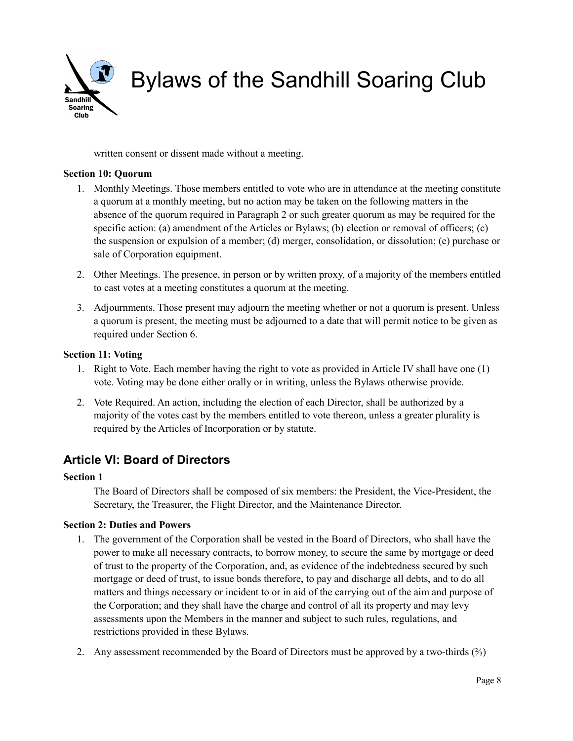written consent or dissent made without a meeting.

**Section 10: Quorum**

1. Monthly Meetings. Those members entitled to vote who are in attendance at the meeting constitute a quorum at a monthly meeting, but no action may be taken on the following matters in the absence of the quorum required in Paragraph 2 or such greater quorum as may be required for the specific action: (a) amendment of the Articles or Bylaws; (b) election or removal of officers; (c) the suspension or expulsion of a member; (d) merger, consolidation, or dissolution; (e) purchase or sale of Corporation equipment.
2. Other Meetings. The presence, in person or by written proxy, of a majority of the members entitled to cast votes at a meeting constitutes a quorum at the meeting.
3. Adjournments. Those present may adjourn the meeting whether or not a quorum is present. Unless a quorum is present, the meeting must be adjourned to a date that will permit notice to be given as required under Section 6.

**Section 11: Voting**

1. Right to Vote. Each member having the right to vote as provided in Article IV shall have one (1) vote. Voting may be done either orally or in writing, unless the Bylaws otherwise provide.
2. Vote Required. An action, including the election of each Director, shall be authorized by a majority of the votes cast by the members entitled to vote thereon, unless a greater plurality is required by the Articles of Incorporation or by statute.

## Article VI: Board of Directors

**Section 1**

The Board of Directors shall be composed of six members: the President, the Vice-President, the Secretary, the Treasurer, the Flight Director, and the Maintenance Director.

**Section 2: Duties and Powers**

1. The government of the Corporation shall be vested in the Board of Directors, who shall have the power to make all necessary contracts, to borrow money, to secure the same by mortgage or deed of trust to the property of the Corporation, and, as evidence of the indebtedness secured by such mortgage or deed of trust, to issue bonds therefore, to pay and discharge all debts, and to do all matters and things necessary or incident to or in aid of the carrying out of the aim and purpose of the Corporation; and they shall have the charge and control of all its property and may levy assessments upon the Members in the manner and subject to such rules, regulations, and restrictions provided in these Bylaws.
2. Any assessment recommended by the Board of Directors must be approved by a two-thirds (⅔)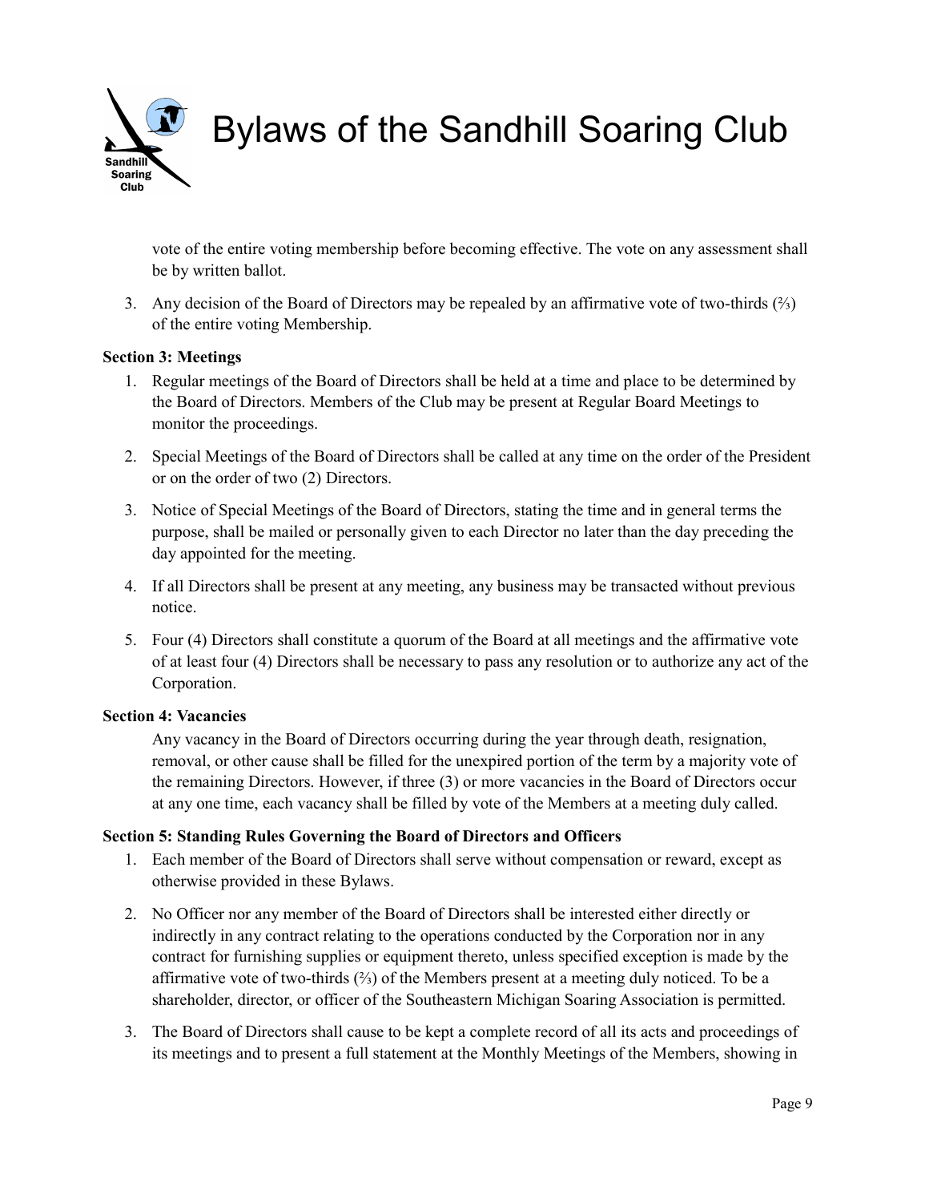vote of the entire voting membership before becoming effective. The vote on any assessment shall be by written ballot.

3. Any decision of the Board of Directors may be repealed by an affirmative vote of two-thirds (⅔) of the entire voting Membership.

**Section 3: Meetings**

1. Regular meetings of the Board of Directors shall be held at a time and place to be determined by the Board of Directors. Members of the Club may be present at Regular Board Meetings to monitor the proceedings.
2. Special Meetings of the Board of Directors shall be called at any time on the order of the President or on the order of two (2) Directors.
3. Notice of Special Meetings of the Board of Directors, stating the time and in general terms the purpose, shall be mailed or personally given to each Director no later than the day preceding the day appointed for the meeting.
4. If all Directors shall be present at any meeting, any business may be transacted without previous notice.
5. Four (4) Directors shall constitute a quorum of the Board at all meetings and the affirmative vote of at least four (4) Directors shall be necessary to pass any resolution or to authorize any act of the Corporation.

**Section 4: Vacancies**

Any vacancy in the Board of Directors occurring during the year through death, resignation, removal, or other cause shall be filled for the unexpired portion of the term by a majority vote of the remaining Directors. However, if three (3) or more vacancies in the Board of Directors occur at any one time, each vacancy shall be filled by vote of the Members at a meeting duly called.

**Section 5: Standing Rules Governing the Board of Directors and Officers**

1. Each member of the Board of Directors shall serve without compensation or reward, except as otherwise provided in these Bylaws.
2. No Officer nor any member of the Board of Directors shall be interested either directly or indirectly in any contract relating to the operations conducted by the Corporation nor in any contract for furnishing supplies or equipment thereto, unless specified exception is made by the affirmative vote of two-thirds (⅔) of the Members present at a meeting duly noticed. To be a shareholder, director, or officer of the Southeastern Michigan Soaring Association is permitted.
3. The Board of Directors shall cause to be kept a complete record of all its acts and proceedings of its meetings and to present a full statement at the Monthly Meetings of the Members, showing in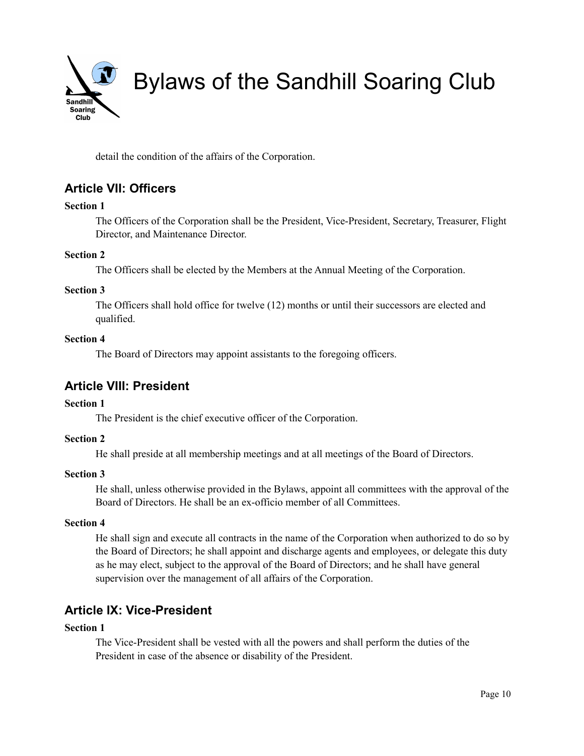detail the condition of the affairs of the Corporation.

## Article VII: Officers

**Section 1**

The Officers of the Corporation shall be the President, Vice-President, Secretary, Treasurer, Flight Director, and Maintenance Director.

**Section 2**

The Officers shall be elected by the Members at the Annual Meeting of the Corporation.

**Section 3**

The Officers shall hold office for twelve (12) months or until their successors are elected and qualified.

**Section 4**

The Board of Directors may appoint assistants to the foregoing officers.

## Article VIII: President

**Section 1**

The President is the chief executive officer of the Corporation.

**Section 2**

He shall preside at all membership meetings and at all meetings of the Board of Directors.

**Section 3**

He shall, unless otherwise provided in the Bylaws, appoint all committees with the approval of the Board of Directors. He shall be an ex-officio member of all Committees.

**Section 4**

He shall sign and execute all contracts in the name of the Corporation when authorized to do so by the Board of Directors; he shall appoint and discharge agents and employees, or delegate this duty as he may elect, subject to the approval of the Board of Directors; and he shall have general supervision over the management of all affairs of the Corporation.

## Article IX: Vice-President

**Section 1**

The Vice-President shall be vested with all the powers and shall perform the duties of the President in case of the absence or disability of the President.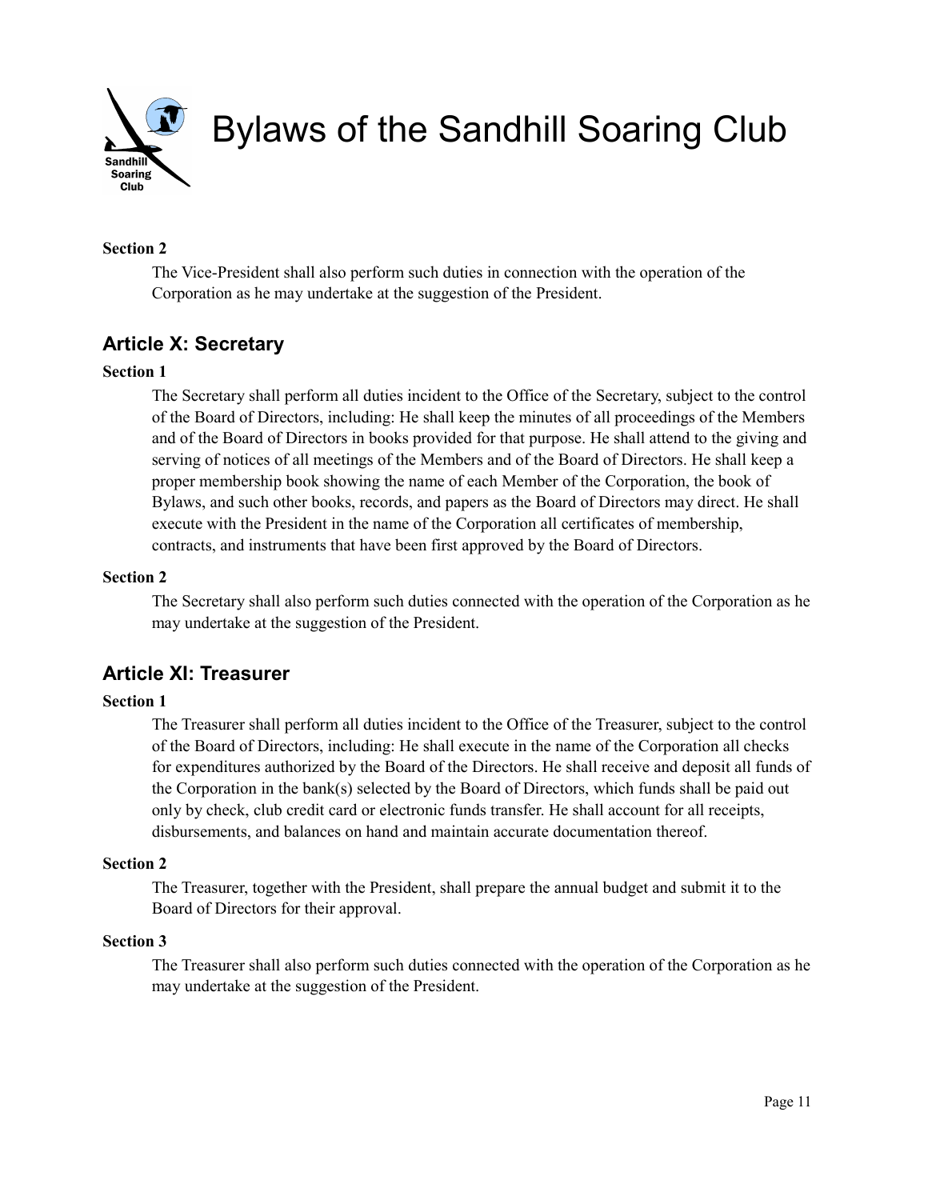**Section 2**

The Vice-President shall also perform such duties in connection with the operation of the Corporation as he may undertake at the suggestion of the President.

## Article X: Secretary

**Section 1**

The Secretary shall perform all duties incident to the Office of the Secretary, subject to the control of the Board of Directors, including: He shall keep the minutes of all proceedings of the Members and of the Board of Directors in books provided for that purpose. He shall attend to the giving and serving of notices of all meetings of the Members and of the Board of Directors. He shall keep a proper membership book showing the name of each Member of the Corporation, the book of Bylaws, and such other books, records, and papers as the Board of Directors may direct. He shall execute with the President in the name of the Corporation all certificates of membership, contracts, and instruments that have been first approved by the Board of Directors.

**Section 2**

The Secretary shall also perform such duties connected with the operation of the Corporation as he may undertake at the suggestion of the President.

## Article XI: Treasurer

**Section 1**

The Treasurer shall perform all duties incident to the Office of the Treasurer, subject to the control of the Board of Directors, including: He shall execute in the name of the Corporation all checks for expenditures authorized by the Board of the Directors. He shall receive and deposit all funds of the Corporation in the bank(s) selected by the Board of Directors, which funds shall be paid out only by check, club credit card or electronic funds transfer. He shall account for all receipts, disbursements, and balances on hand and maintain accurate documentation thereof.

**Section 2**

The Treasurer, together with the President, shall prepare the annual budget and submit it to the Board of Directors for their approval.

**Section 3**

The Treasurer shall also perform such duties connected with the operation of the Corporation as he may undertake at the suggestion of the President.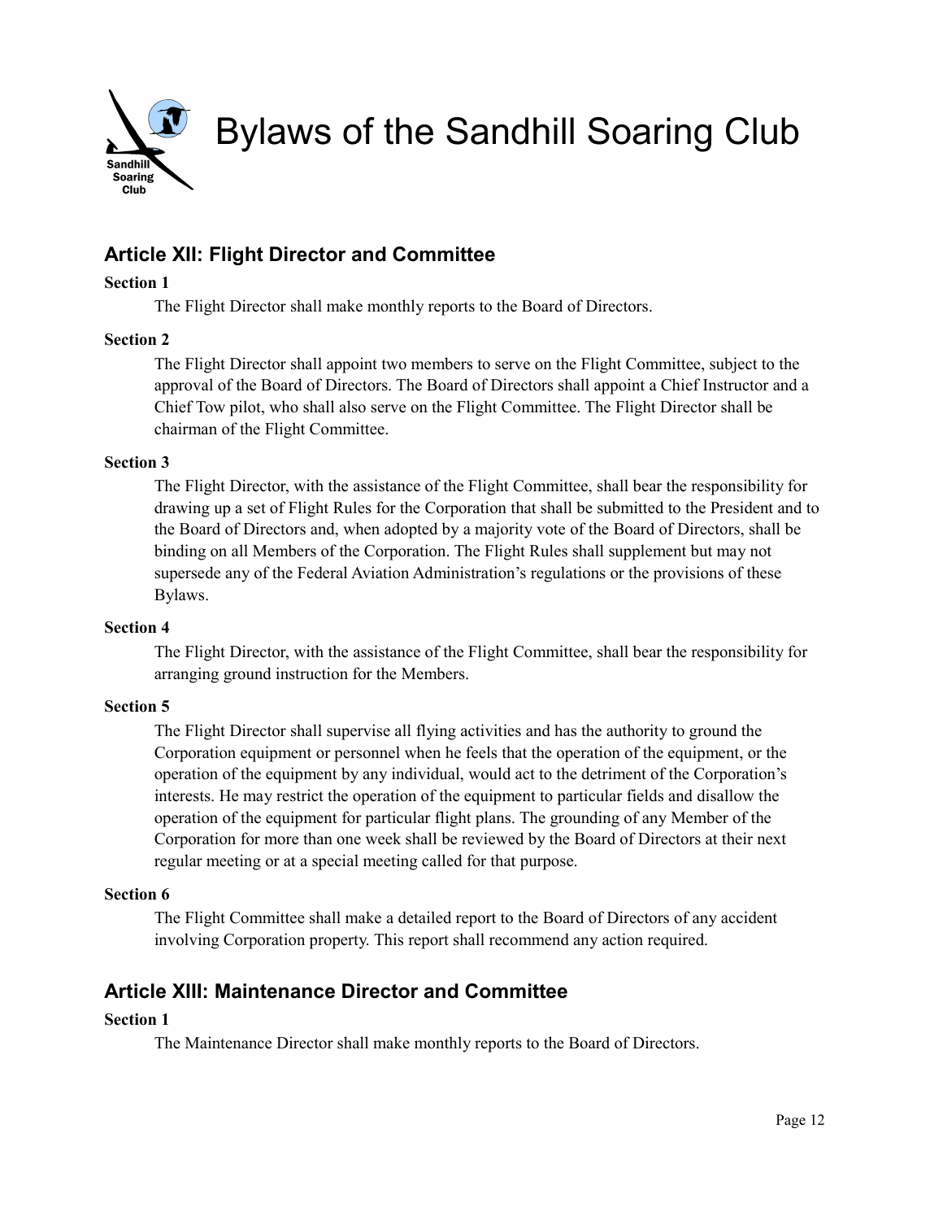## Article XII: Flight Director and Committee

**Section 1**

The Flight Director shall make monthly reports to the Board of Directors.

**Section 2**

The Flight Director shall appoint two members to serve on the Flight Committee, subject to the approval of the Board of Directors. The Board of Directors shall appoint a Chief Instructor and a Chief Tow pilot, who shall also serve on the Flight Committee. The Flight Director shall be chairman of the Flight Committee.

**Section 3**

The Flight Director, with the assistance of the Flight Committee, shall bear the responsibility for drawing up a set of Flight Rules for the Corporation that shall be submitted to the President and to the Board of Directors and, when adopted by a majority vote of the Board of Directors, shall be binding on all Members of the Corporation. The Flight Rules shall supplement but may not supersede any of the Federal Aviation Administration's regulations or the provisions of these Bylaws.

**Section 4**

The Flight Director, with the assistance of the Flight Committee, shall bear the responsibility for arranging ground instruction for the Members.

**Section 5**

The Flight Director shall supervise all flying activities and has the authority to ground the Corporation equipment or personnel when he feels that the operation of the equipment, or the operation of the equipment by any individual, would act to the detriment of the Corporation's interests. He may restrict the operation of the equipment to particular fields and disallow the operation of the equipment for particular flight plans. The grounding of any Member of the Corporation for more than one week shall be reviewed by the Board of Directors at their next regular meeting or at a special meeting called for that purpose.

**Section 6**

The Flight Committee shall make a detailed report to the Board of Directors of any accident involving Corporation property. This report shall recommend any action required.

## Article XIII: Maintenance Director and Committee

**Section 1**

The Maintenance Director shall make monthly reports to the Board of Directors.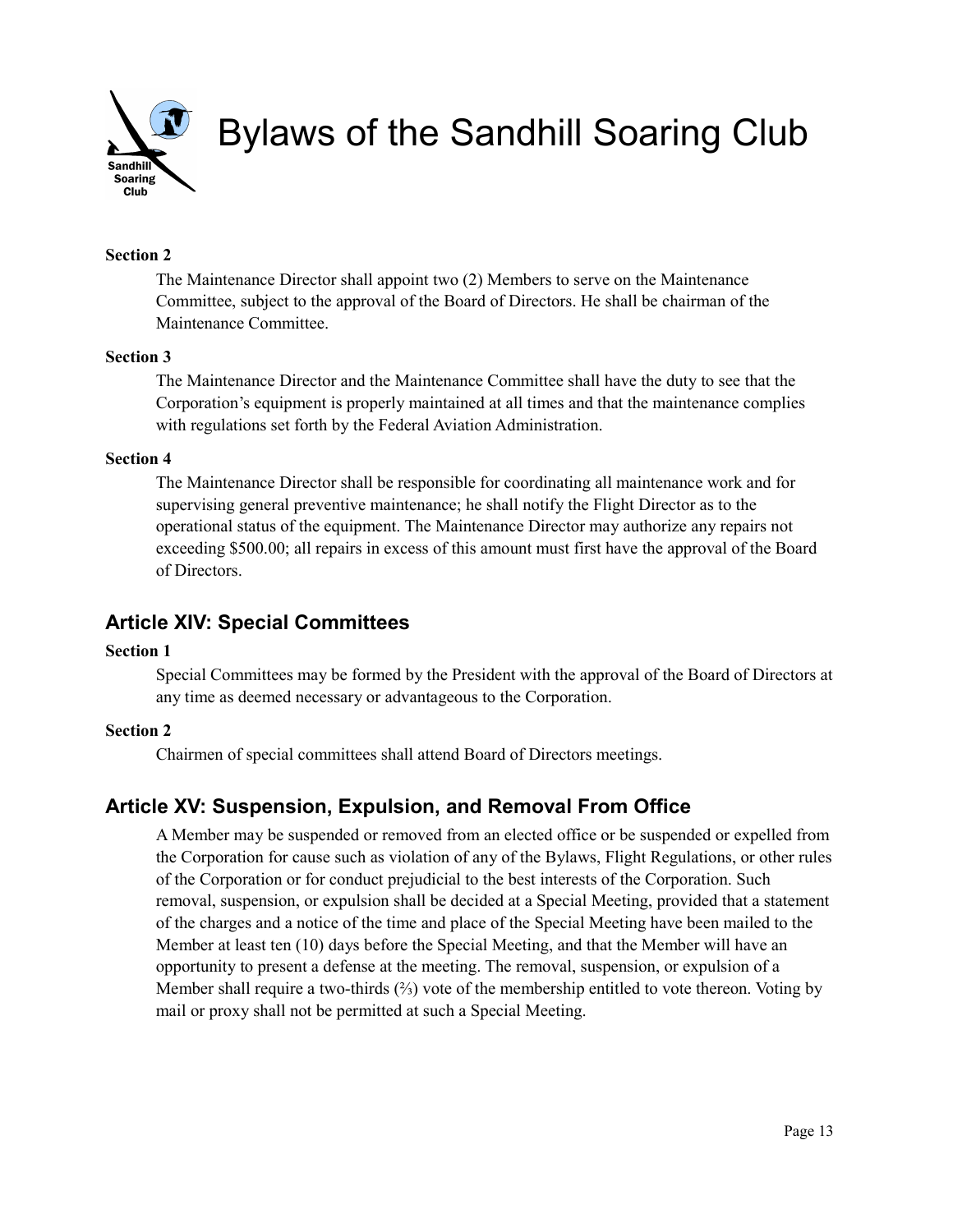**Section 2**

The Maintenance Director shall appoint two (2) Members to serve on the Maintenance Committee, subject to the approval of the Board of Directors. He shall be chairman of the Maintenance Committee.

**Section 3**

The Maintenance Director and the Maintenance Committee shall have the duty to see that the Corporation's equipment is properly maintained at all times and that the maintenance complies with regulations set forth by the Federal Aviation Administration.

**Section 4**

The Maintenance Director shall be responsible for coordinating all maintenance work and for supervising general preventive maintenance; he shall notify the Flight Director as to the operational status of the equipment. The Maintenance Director may authorize any repairs not exceeding $500.00; all repairs in excess of this amount must first have the approval of the Board of Directors.

## Article XIV: Special Committees

**Section 1**

Special Committees may be formed by the President with the approval of the Board of Directors at any time as deemed necessary or advantageous to the Corporation.

**Section 2**

Chairmen of special committees shall attend Board of Directors meetings.

## Article XV: Suspension, Expulsion, and Removal From Office

A Member may be suspended or removed from an elected office or be suspended or expelled from the Corporation for cause such as violation of any of the Bylaws, Flight Regulations, or other rules of the Corporation or for conduct prejudicial to the best interests of the Corporation. Such removal, suspension, or expulsion shall be decided at a Special Meeting, provided that a statement of the charges and a notice of the time and place of the Special Meeting have been mailed to the Member at least ten (10) days before the Special Meeting, and that the Member will have an opportunity to present a defense at the meeting. The removal, suspension, or expulsion of a Member shall require a two-thirds (⅔) vote of the membership entitled to vote thereon. Voting by mail or proxy shall not be permitted at such a Special Meeting.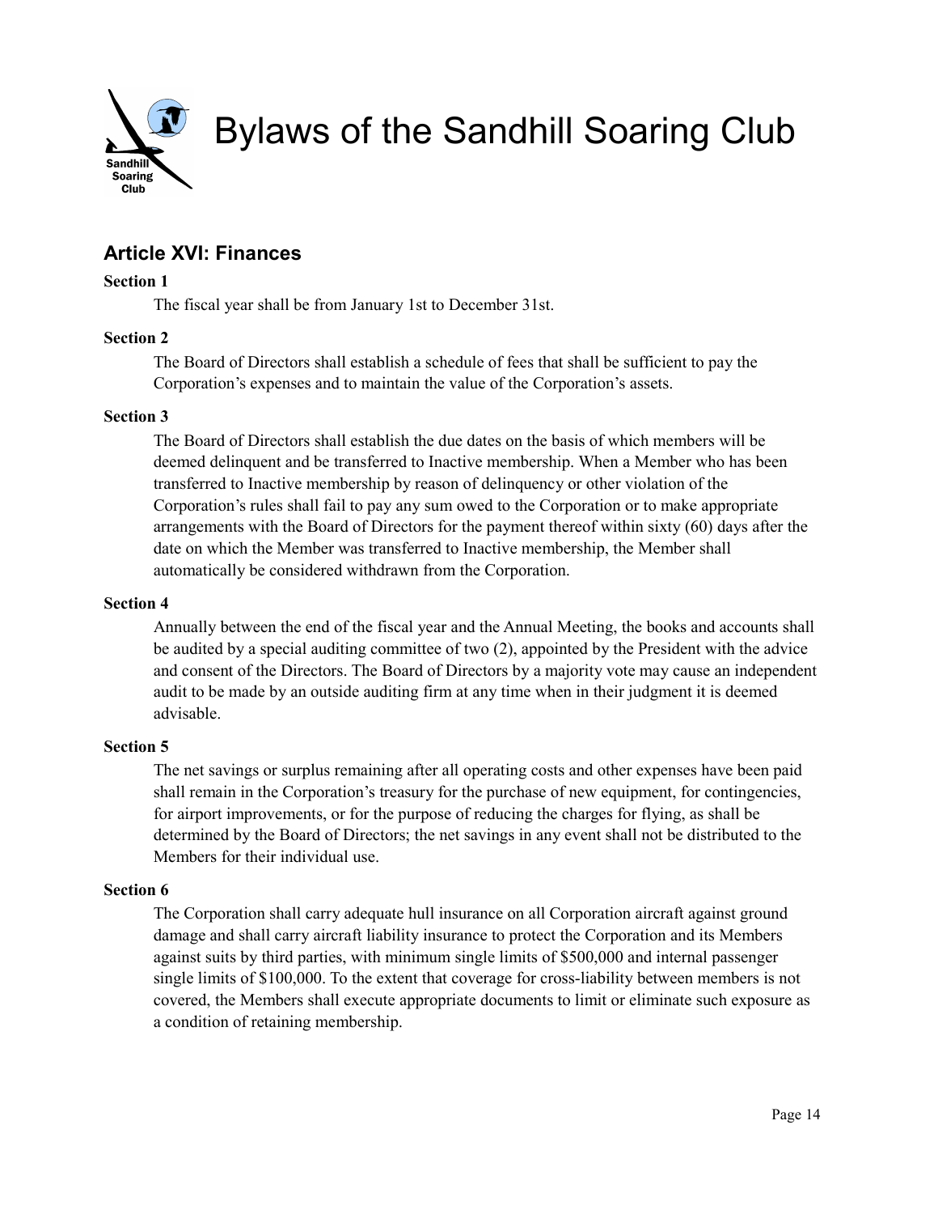## Article XVI: Finances

**Section 1**

The fiscal year shall be from January 1st to December 31st.

**Section 2**

The Board of Directors shall establish a schedule of fees that shall be sufficient to pay the Corporation's expenses and to maintain the value of the Corporation's assets.

**Section 3**

The Board of Directors shall establish the due dates on the basis of which members will be deemed delinquent and be transferred to Inactive membership. When a Member who has been transferred to Inactive membership by reason of delinquency or other violation of the Corporation's rules shall fail to pay any sum owed to the Corporation or to make appropriate arrangements with the Board of Directors for the payment thereof within sixty (60) days after the date on which the Member was transferred to Inactive membership, the Member shall automatically be considered withdrawn from the Corporation.

**Section 4**

Annually between the end of the fiscal year and the Annual Meeting, the books and accounts shall be audited by a special auditing committee of two (2), appointed by the President with the advice and consent of the Directors. The Board of Directors by a majority vote may cause an independent audit to be made by an outside auditing firm at any time when in their judgment it is deemed advisable.

**Section 5**

The net savings or surplus remaining after all operating costs and other expenses have been paid shall remain in the Corporation's treasury for the purchase of new equipment, for contingencies, for airport improvements, or for the purpose of reducing the charges for flying, as shall be determined by the Board of Directors; the net savings in any event shall not be distributed to the Members for their individual use.

**Section 6**

The Corporation shall carry adequate hull insurance on all Corporation aircraft against ground damage and shall carry aircraft liability insurance to protect the Corporation and its Members against suits by third parties, with minimum single limits of $500,000 and internal passenger single limits of $100,000. To the extent that coverage for cross-liability between members is not covered, the Members shall execute appropriate documents to limit or eliminate such exposure as a condition of retaining membership.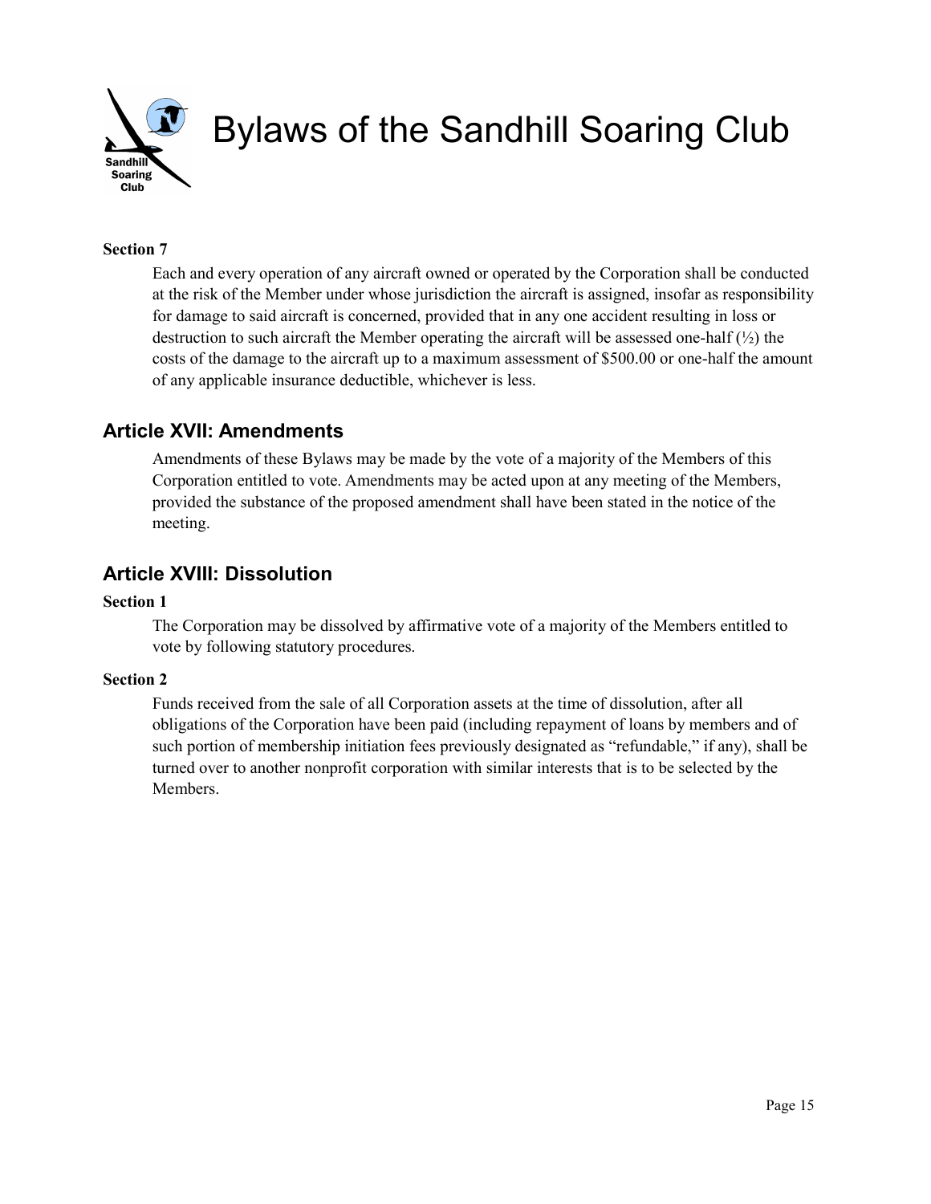**Section 7**

Each and every operation of any aircraft owned or operated by the Corporation shall be conducted at the risk of the Member under whose jurisdiction the aircraft is assigned, insofar as responsibility for damage to said aircraft is concerned, provided that in any one accident resulting in loss or destruction to such aircraft the Member operating the aircraft will be assessed one-half (½) the costs of the damage to the aircraft up to a maximum assessment of $500.00 or one-half the amount of any applicable insurance deductible, whichever is less.

## Article XVII: Amendments

Amendments of these Bylaws may be made by the vote of a majority of the Members of this Corporation entitled to vote. Amendments may be acted upon at any meeting of the Members, provided the substance of the proposed amendment shall have been stated in the notice of the meeting.

## Article XVIII: Dissolution

**Section 1**

The Corporation may be dissolved by affirmative vote of a majority of the Members entitled to vote by following statutory procedures.

**Section 2**

Funds received from the sale of all Corporation assets at the time of dissolution, after all obligations of the Corporation have been paid (including repayment of loans by members and of such portion of membership initiation fees previously designated as "refundable," if any), shall be turned over to another nonprofit corporation with similar interests that is to be selected by the Members.